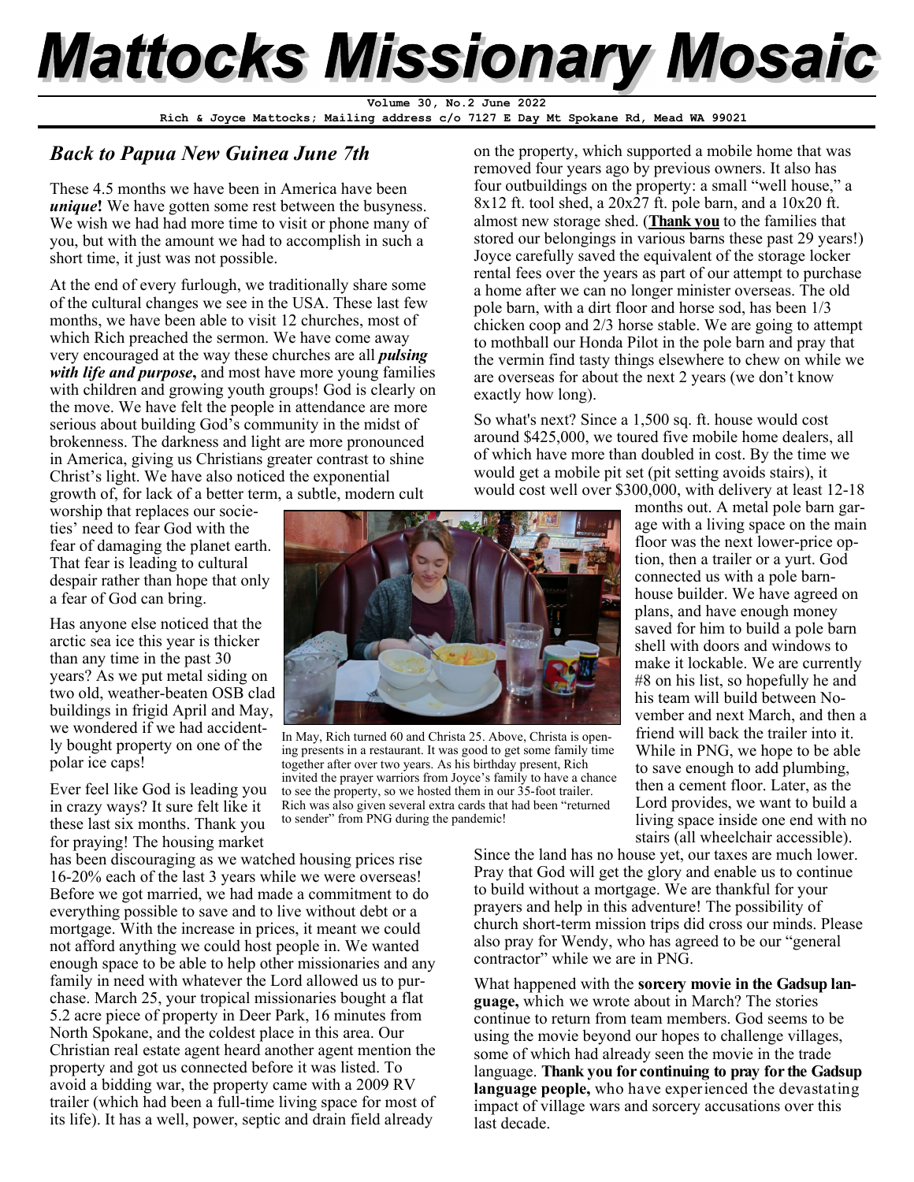// Mattocks Missionary Mosaic

**Volume 30, No.2 June 2022**

**Rich & Joyce Mattocks; Mailing address c/o 7127 E Day Mt Spokane Rd, Mead WA 99021**

## *Back to Papua New Guinea June 7th*

These 4.5 months we have been in America have been ***unique*!** We have gotten some rest between the busyness. We wish we had had more time to visit or phone many of you, but with the amount we had to accomplish in such a short time, it just was not possible.

At the end of every furlough, we traditionally share some of the cultural changes we see in the USA. These last few months, we have been able to visit 12 churches, most of which Rich preached the sermon. We have come away very encouraged at the way these churches are all ***pulsing with life and purpose*,** and most have more young families with children and growing youth groups! God is clearly on the move. We have felt the people in attendance are more serious about building God's community in the midst of brokenness. The darkness and light are more pronounced in America, giving us Christians greater contrast to shine Christ's light. We have also noticed the exponential growth of, for lack of a better term, a subtle, modern cult worship that replaces our societies' need to fear God with the fear of damaging the planet earth. That fear is leading to cultural despair rather than hope that only a fear of God can bring.

Has anyone else noticed that the arctic sea ice this year is thicker than any time in the past 30 years? As we put metal siding on two old, weather-beaten OSB clad buildings in frigid April and May, we wondered if we had accidentally bought property on one of the polar ice caps!

Ever feel like God is leading you in crazy ways? It sure felt like it these last six months. Thank you for praying! The housing market has been discouraging as we watched housing prices rise 16-20% each of the last 3 years while we were overseas! Before we got married, we had made a commitment to do everything possible to save and to live without debt or a mortgage. With the increase in prices, it meant we could not afford anything we could host people in. We wanted enough space to be able to help other missionaries and any family in need with whatever the Lord allowed us to purchase. March 25, your tropical missionaries bought a flat 5.2 acre piece of property in Deer Park, 16 minutes from North Spokane, and the coldest place in this area. Our Christian real estate agent heard another agent mention the property and got us connected before it was listed. To avoid a bidding war, the property came with a 2009 RV trailer (which had been a full-time living space for most of its life). It has a well, power, septic and drain field already on the property, which supported a mobile home that was removed four years ago by previous owners. It also has four outbuildings on the property: a small "well house," a 8x12 ft. tool shed, a 20x27 ft. pole barn, and a 10x20 ft. almost new storage shed. (**Thank you** to the families that stored our belongings in various barns these past 29 years!) Joyce carefully saved the equivalent of the storage locker rental fees over the years as part of our attempt to purchase a home after we can no longer minister overseas. The old pole barn, with a dirt floor and horse sod, has been 1/3 chicken coop and 2/3 horse stable. We are going to attempt to mothball our Honda Pilot in the pole barn and pray that the vermin find tasty things elsewhere to chew on while we are overseas for about the next 2 years (we don't know exactly how long).

So what's next? Since a 1,500 sq. ft. house would cost around $425,000, we toured five mobile home dealers, all of which have more than doubled in cost. By the time we would get a mobile pit set (pit setting avoids stairs), it would cost well over $300,000, with delivery at least 12-18 months out. A metal pole barn garage with a living space on the main floor was the next lower-price option, then a trailer or a yurt. God connected us with a pole barnhouse builder. We have agreed on plans, and have enough money saved for him to build a pole barn shell with doors and windows to make it lockable. We are currently #8 on his list, so hopefully he and his team will build between November and next March, and then a friend will back the trailer into it. While in PNG, we hope to be able to save enough to add plumbing, then a cement floor. Later, as the Lord provides, we want to build a living space inside one end with no stairs (all wheelchair accessible).

In May, Rich turned 60 and Christa 25. Above, Christa is opening presents in a restaurant. It was good to get some family time together after over two years. As his birthday present, Rich invited the prayer warriors from Joyce's family to have a chance to see the property, so we hosted them in our 35-foot trailer. Rich was also given several extra cards that had been "returned to sender" from PNG during the pandemic!

Since the land has no house yet, our taxes are much lower. Pray that God will get the glory and enable us to continue to build without a mortgage. We are thankful for your prayers and help in this adventure! The possibility of church short-term mission trips did cross our minds. Please also pray for Wendy, who has agreed to be our "general contractor" while we are in PNG.

What happened with the **sorcery movie in the Gadsup language,** which we wrote about in March? The stories continue to return from team members. God seems to be using the movie beyond our hopes to challenge villages, some of which had already seen the movie in the trade language. **Thank you for continuing to pray for the Gadsup language people,** who have experienced the devastating impact of village wars and sorcery accusations over this last decade.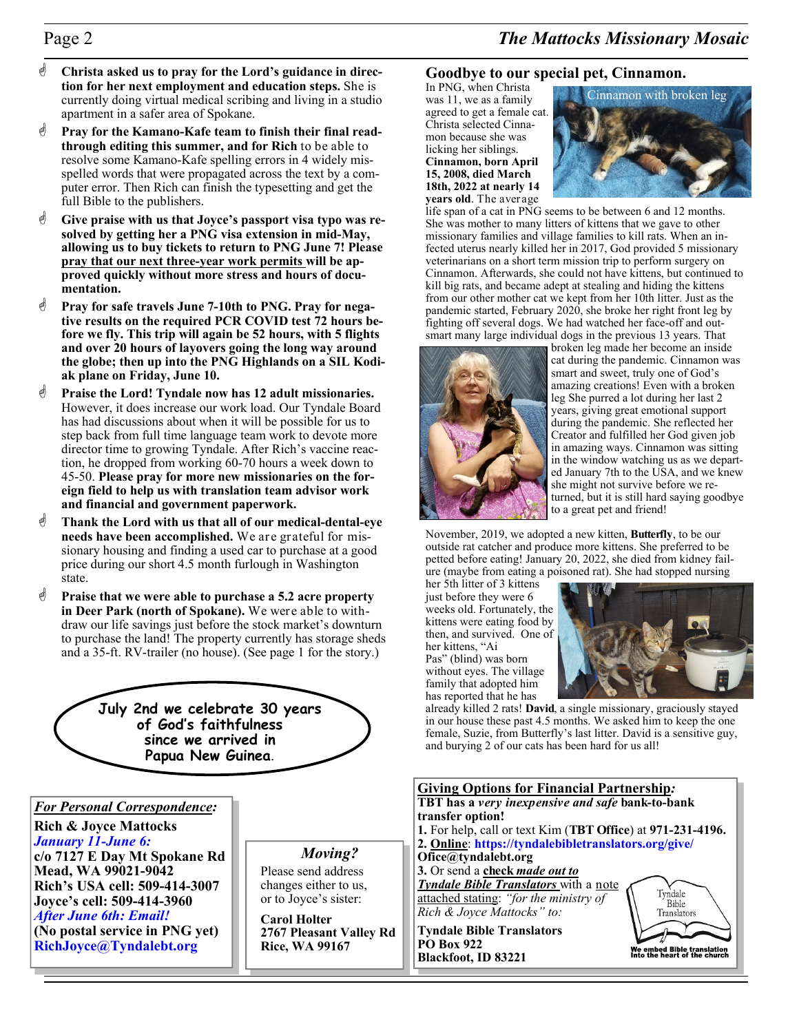- **Christa asked us to pray for the Lord's guidance in direction for her next employment and education steps.** She is currently doing virtual medical scribing and living in a studio apartment in a safer area of Spokane.
- **Pray for the Kamano-Kafe team to finish their final read-through editing this summer, and for Rich** to be able to resolve some Kamano-Kafe spelling errors in 4 widely misspelled words that were propagated across the text by a computer error. Then Rich can finish the typesetting and get the full Bible to the publishers.
- **Give praise with us that Joyce's passport visa typo was resolved by getting her a PNG visa extension in mid-May, allowing us to buy tickets to return to PNG June 7! Please pray that our next three-year work permits will be approved quickly without more stress and hours of documentation.**
- **Pray for safe travels June 7-10th to PNG. Pray for negative results on the required PCR COVID test 72 hours before we fly. This trip will again be 52 hours, with 5 flights and over 20 hours of layovers going the long way around the globe; then up into the PNG Highlands on a SIL Kodiak plane on Friday, June 10.**
- **Praise the Lord! Tyndale now has 12 adult missionaries.** However, it does increase our work load. Our Tyndale Board has had discussions about when it will be possible for us to step back from full time language team work to devote more director time to growing Tyndale. After Rich's vaccine reaction, he dropped from working 60-70 hours a week down to 45-50. **Please pray for more new missionaries on the foreign field to help us with translation team advisor work and financial and government paperwork.**
- **Thank the Lord with us that all of our medical-dental-eye needs have been accomplished.** We are grateful for missionary housing and finding a used car to purchase at a good price during our short 4.5 month furlough in Washington state.
- **Praise that we were able to purchase a 5.2 acre property in Deer Park (north of Spokane).** We were able to withdraw our life savings just before the stock market's downturn to purchase the land! The property currently has storage sheds and a 35-ft. RV-trailer (no house). (See page 1 for the story.)

**July 2nd we celebrate 30 years of God's faithfulness since we arrived in Papua New Guinea.**

## Goodbye to our special pet, Cinnamon.

Cinnamon with broken leg

In PNG, when Christa was 11, we as a family agreed to get a female cat. Christa selected Cinnamon because she was licking her siblings. **Cinnamon, born April 15, 2008, died March 18th, 2022 at nearly 14 years old**. The average life span of a cat in PNG seems to be between 6 and 12 months. She was mother to many litters of kittens that we gave to other missionary families and village families to kill rats. When an infected uterus nearly killed her in 2017, God provided 5 missionary veterinarians on a short term mission trip to perform surgery on Cinnamon. Afterwards, she could not have kittens, but continued to kill big rats, and became adept at stealing and hiding the kittens from our other mother cat we kept from her 10th litter. Just as the pandemic started, February 2020, she broke her right front leg by fighting off several dogs. We had watched her face-off and outsmart many large individual dogs in the previous 13 years. That broken leg made her become an inside cat during the pandemic. Cinnamon was smart and sweet, truly one of God's amazing creations! Even with a broken leg She purred a lot during her last 2 years, giving great emotional support during the pandemic. She reflected her Creator and fulfilled her God given job in amazing ways. Cinnamon was sitting in the window watching us as we departed January 7th to the USA, and we knew she might not survive before we returned, but it is still hard saying goodbye to a great pet and friend!

November, 2019, we adopted a new kitten, **Butterfly**, to be our outside rat catcher and produce more kittens. She preferred to be petted before eating! January 20, 2022, she died from kidney failure (maybe from eating a poisoned rat). She had stopped nursing her 5th litter of 3 kittens just before they were 6 weeks old. Fortunately, the kittens were eating food by then, and survived. One of her kittens, "Ai Pas" (blind) was born without eyes. The village family that adopted him has reported that he has already killed 2 rats! **David**, a single missionary, graciously stayed in our house these past 4.5 months. We asked him to keep the one female, Suzie, from Butterfly's last litter. David is a sensitive guy, and burying 2 of our cats has been hard for us all!

***For Personal Correspondence:***

**Rich & Joyce Mattocks**
***January 11-June 6:***
**c/o 7127 E Day Mt Spokane Rd**
**Mead, WA 99021-9042**
**Rich's USA cell: 509-414-3007**
**Joyce's cell: 509-414-3960**
***After June 6th: Email!***
**(No postal service in PNG yet)**
**RichJoyce@Tyndalebt.org**

*Moving?*

Please send address changes either to us, or to Joyce's sister:

**Carol Holter**
**2767 Pleasant Valley Rd**
**Rice, WA 99167**

**Giving Options for Financial Partnership*:***

**TBT has a *very inexpensive and safe* bank-to-bank transfer option!**

1. For help, call or text Kim (**TBT Office**) at **971-231-4196.**
2. Online: **https://tyndalebibletranslators.org/give/**
**Ofice@tyndalebt.org**
3. Or send a **check *made out to***
***Tyndale Bible Translators*** with a note attached stating: *"for the ministry of Rich & Joyce Mattocks" to:*

**Tyndale Bible Translators**
**PO Box 922**
**Blackfoot, ID 83221**

Tyndale Bible Translators
We embed Bible translation into the heart of the church